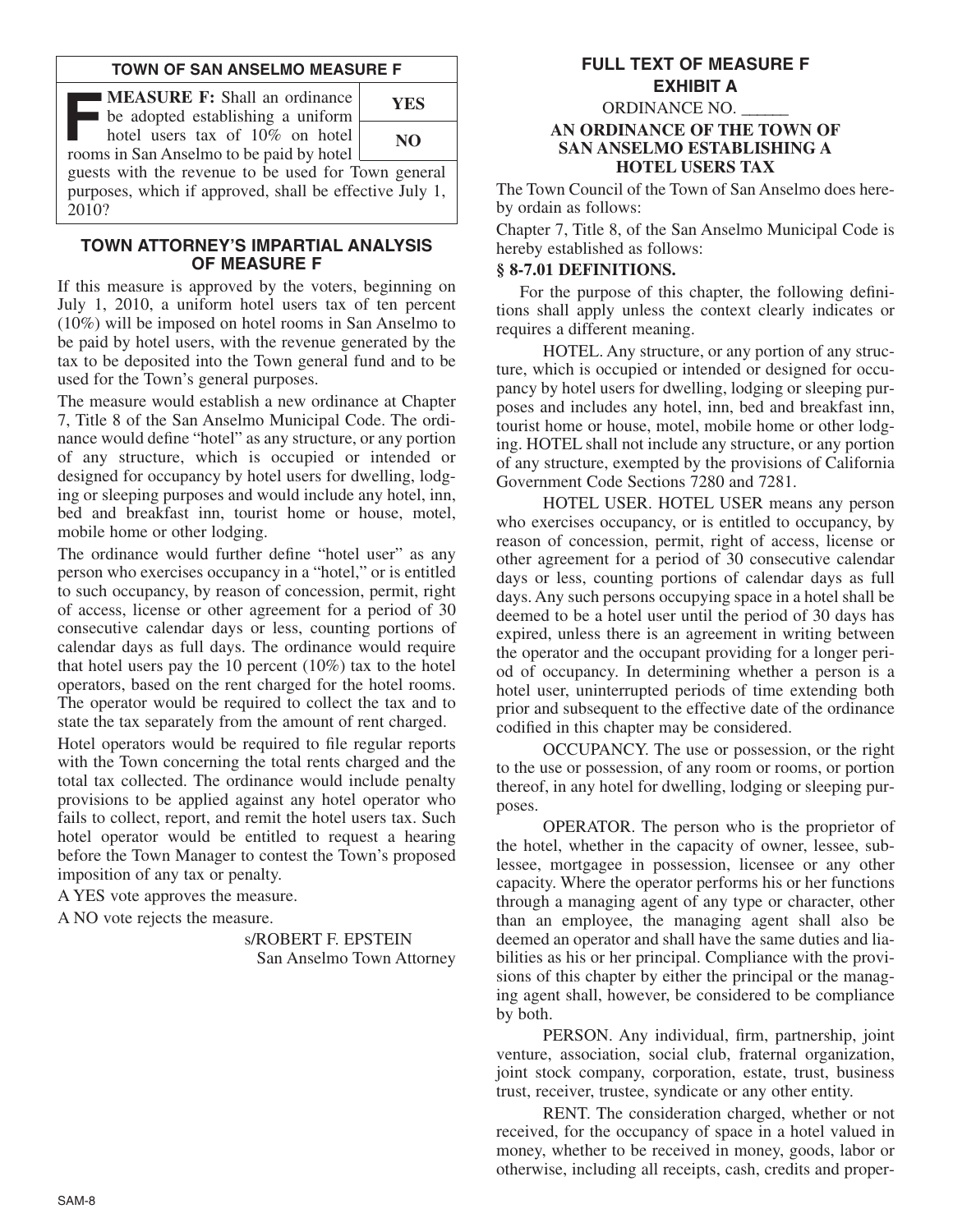## TOWN OF SAN ANSELMO MEASURE F

| | |
|---|---|
| **F** **MEASURE F:** Shall an ordinance be adopted establishing a uniform hotel users tax of 10% on hotel rooms in San Anselmo to be paid by hotel guests with the revenue to be used for Town general purposes, which if approved, shall be effective July 1, 2010? | **YES** |
| | **NO** |

### TOWN ATTORNEY'S IMPARTIAL ANALYSIS OF MEASURE F

If this measure is approved by the voters, beginning on July 1, 2010, a uniform hotel users tax of ten percent (10%) will be imposed on hotel rooms in San Anselmo to be paid by hotel users, with the revenue generated by the tax to be deposited into the Town general fund and to be used for the Town's general purposes.

The measure would establish a new ordinance at Chapter 7, Title 8 of the San Anselmo Municipal Code. The ordinance would define "hotel" as any structure, or any portion of any structure, which is occupied or intended or designed for occupancy by hotel users for dwelling, lodging or sleeping purposes and would include any hotel, inn, bed and breakfast inn, tourist home or house, motel, mobile home or other lodging.

The ordinance would further define "hotel user" as any person who exercises occupancy in a "hotel," or is entitled to such occupancy, by reason of concession, permit, right of access, license or other agreement for a period of 30 consecutive calendar days or less, counting portions of calendar days as full days. The ordinance would require that hotel users pay the 10 percent (10%) tax to the hotel operators, based on the rent charged for the hotel rooms. The operator would be required to collect the tax and to state the tax separately from the amount of rent charged.

Hotel operators would be required to file regular reports with the Town concerning the total rents charged and the total tax collected. The ordinance would include penalty provisions to be applied against any hotel operator who fails to collect, report, and remit the hotel users tax. Such hotel operator would be entitled to request a hearing before the Town Manager to contest the Town's proposed imposition of any tax or penalty.

A YES vote approves the measure.

A NO vote rejects the measure.

s/ROBERT F. EPSTEIN
San Anselmo Town Attorney

## FULL TEXT OF MEASURE F
## EXHIBIT A

ORDINANCE NO. \_\_\_\_\_

**AN ORDINANCE OF THE TOWN OF SAN ANSELMO ESTABLISHING A HOTEL USERS TAX**

The Town Council of the Town of San Anselmo does hereby ordain as follows:

Chapter 7, Title 8, of the San Anselmo Municipal Code is hereby established as follows:

**§ 8-7.01 DEFINITIONS.**

For the purpose of this chapter, the following definitions shall apply unless the context clearly indicates or requires a different meaning.

HOTEL. Any structure, or any portion of any structure, which is occupied or intended or designed for occupancy by hotel users for dwelling, lodging or sleeping purposes and includes any hotel, inn, bed and breakfast inn, tourist home or house, motel, mobile home or other lodging. HOTEL shall not include any structure, or any portion of any structure, exempted by the provisions of California Government Code Sections 7280 and 7281.

HOTEL USER. HOTEL USER means any person who exercises occupancy, or is entitled to occupancy, by reason of concession, permit, right of access, license or other agreement for a period of 30 consecutive calendar days or less, counting portions of calendar days as full days. Any such persons occupying space in a hotel shall be deemed to be a hotel user until the period of 30 days has expired, unless there is an agreement in writing between the operator and the occupant providing for a longer period of occupancy. In determining whether a person is a hotel user, uninterrupted periods of time extending both prior and subsequent to the effective date of the ordinance codified in this chapter may be considered.

OCCUPANCY. The use or possession, or the right to the use or possession, of any room or rooms, or portion thereof, in any hotel for dwelling, lodging or sleeping purposes.

OPERATOR. The person who is the proprietor of the hotel, whether in the capacity of owner, lessee, sublessee, mortgagee in possession, licensee or any other capacity. Where the operator performs his or her functions through a managing agent of any type or character, other than an employee, the managing agent shall also be deemed an operator and shall have the same duties and liabilities as his or her principal. Compliance with the provisions of this chapter by either the principal or the managing agent shall, however, be considered to be compliance by both.

PERSON. Any individual, firm, partnership, joint venture, association, social club, fraternal organization, joint stock company, corporation, estate, trust, business trust, receiver, trustee, syndicate or any other entity.

RENT. The consideration charged, whether or not received, for the occupancy of space in a hotel valued in money, whether to be received in money, goods, labor or otherwise, including all receipts, cash, credits and proper-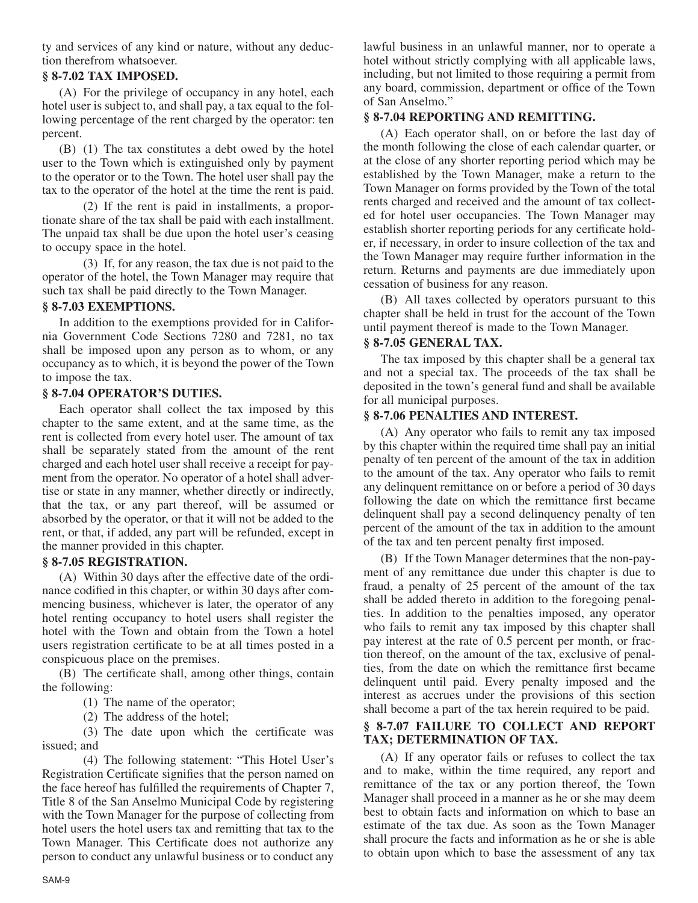ty and services of any kind or nature, without any deduction therefrom whatsoever.

### § 8-7.02 TAX IMPOSED.

(A) For the privilege of occupancy in any hotel, each hotel user is subject to, and shall pay, a tax equal to the following percentage of the rent charged by the operator: ten percent.

(B) (1) The tax constitutes a debt owed by the hotel user to the Town which is extinguished only by payment to the operator or to the Town. The hotel user shall pay the tax to the operator of the hotel at the time the rent is paid.

(2) If the rent is paid in installments, a proportionate share of the tax shall be paid with each installment. The unpaid tax shall be due upon the hotel user's ceasing to occupy space in the hotel.

(3) If, for any reason, the tax due is not paid to the operator of the hotel, the Town Manager may require that such tax shall be paid directly to the Town Manager.

### § 8-7.03 EXEMPTIONS.

In addition to the exemptions provided for in California Government Code Sections 7280 and 7281, no tax shall be imposed upon any person as to whom, or any occupancy as to which, it is beyond the power of the Town to impose the tax.

### § 8-7.04 OPERATOR'S DUTIES.

Each operator shall collect the tax imposed by this chapter to the same extent, and at the same time, as the rent is collected from every hotel user. The amount of tax shall be separately stated from the amount of the rent charged and each hotel user shall receive a receipt for payment from the operator. No operator of a hotel shall advertise or state in any manner, whether directly or indirectly, that the tax, or any part thereof, will be assumed or absorbed by the operator, or that it will not be added to the rent, or that, if added, any part will be refunded, except in the manner provided in this chapter.

### § 8-7.05 REGISTRATION.

(A) Within 30 days after the effective date of the ordinance codified in this chapter, or within 30 days after commencing business, whichever is later, the operator of any hotel renting occupancy to hotel users shall register the hotel with the Town and obtain from the Town a hotel users registration certificate to be at all times posted in a conspicuous place on the premises.

(B) The certificate shall, among other things, contain the following:

(1) The name of the operator;

(2) The address of the hotel;

(3) The date upon which the certificate was issued; and

(4) The following statement: "This Hotel User's Registration Certificate signifies that the person named on the face hereof has fulfilled the requirements of Chapter 7, Title 8 of the San Anselmo Municipal Code by registering with the Town Manager for the purpose of collecting from hotel users the hotel users tax and remitting that tax to the Town Manager. This Certificate does not authorize any person to conduct any unlawful business or to conduct any lawful business in an unlawful manner, nor to operate a hotel without strictly complying with all applicable laws, including, but not limited to those requiring a permit from any board, commission, department or office of the Town of San Anselmo."

### § 8-7.04 REPORTING AND REMITTING.

(A) Each operator shall, on or before the last day of the month following the close of each calendar quarter, or at the close of any shorter reporting period which may be established by the Town Manager, make a return to the Town Manager on forms provided by the Town of the total rents charged and received and the amount of tax collected for hotel user occupancies. The Town Manager may establish shorter reporting periods for any certificate holder, if necessary, in order to insure collection of the tax and the Town Manager may require further information in the return. Returns and payments are due immediately upon cessation of business for any reason.

(B) All taxes collected by operators pursuant to this chapter shall be held in trust for the account of the Town until payment thereof is made to the Town Manager.

### § 8-7.05 GENERAL TAX.

The tax imposed by this chapter shall be a general tax and not a special tax. The proceeds of the tax shall be deposited in the town's general fund and shall be available for all municipal purposes.

### § 8-7.06 PENALTIES AND INTEREST.

(A) Any operator who fails to remit any tax imposed by this chapter within the required time shall pay an initial penalty of ten percent of the amount of the tax in addition to the amount of the tax. Any operator who fails to remit any delinquent remittance on or before a period of 30 days following the date on which the remittance first became delinquent shall pay a second delinquency penalty of ten percent of the amount of the tax in addition to the amount of the tax and ten percent penalty first imposed.

(B) If the Town Manager determines that the non-payment of any remittance due under this chapter is due to fraud, a penalty of 25 percent of the amount of the tax shall be added thereto in addition to the foregoing penalties. In addition to the penalties imposed, any operator who fails to remit any tax imposed by this chapter shall pay interest at the rate of 0.5 percent per month, or fraction thereof, on the amount of the tax, exclusive of penalties, from the date on which the remittance first became delinquent until paid. Every penalty imposed and the interest as accrues under the provisions of this section shall become a part of the tax herein required to be paid.

### § 8-7.07 FAILURE TO COLLECT AND REPORT TAX; DETERMINATION OF TAX.

(A) If any operator fails or refuses to collect the tax and to make, within the time required, any report and remittance of the tax or any portion thereof, the Town Manager shall proceed in a manner as he or she may deem best to obtain facts and information on which to base an estimate of the tax due. As soon as the Town Manager shall procure the facts and information as he or she is able to obtain upon which to base the assessment of any tax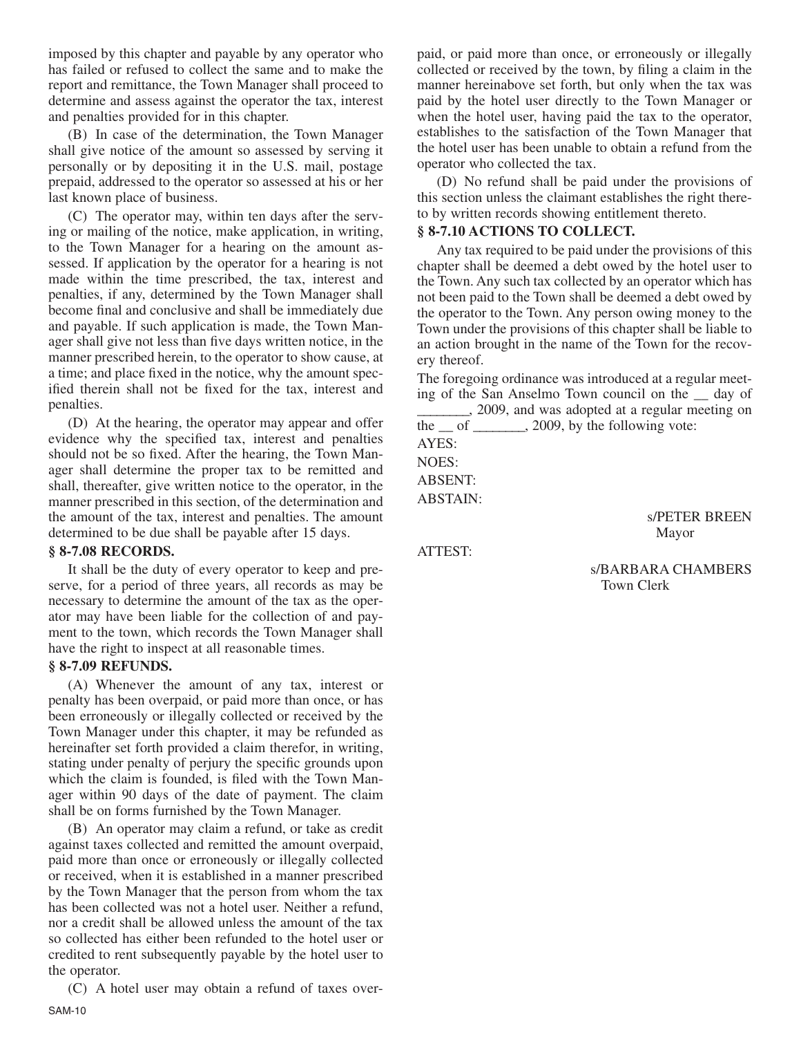imposed by this chapter and payable by any operator who has failed or refused to collect the same and to make the report and remittance, the Town Manager shall proceed to determine and assess against the operator the tax, interest and penalties provided for in this chapter.

(B) In case of the determination, the Town Manager shall give notice of the amount so assessed by serving it personally or by depositing it in the U.S. mail, postage prepaid, addressed to the operator so assessed at his or her last known place of business.

(C) The operator may, within ten days after the serving or mailing of the notice, make application, in writing, to the Town Manager for a hearing on the amount assessed. If application by the operator for a hearing is not made within the time prescribed, the tax, interest and penalties, if any, determined by the Town Manager shall become final and conclusive and shall be immediately due and payable. If such application is made, the Town Manager shall give not less than five days written notice, in the manner prescribed herein, to the operator to show cause, at a time; and place fixed in the notice, why the amount specified therein shall not be fixed for the tax, interest and penalties.

(D) At the hearing, the operator may appear and offer evidence why the specified tax, interest and penalties should not be so fixed. After the hearing, the Town Manager shall determine the proper tax to be remitted and shall, thereafter, give written notice to the operator, in the manner prescribed in this section, of the determination and the amount of the tax, interest and penalties. The amount determined to be due shall be payable after 15 days.

**§ 8-7.08 RECORDS.**

It shall be the duty of every operator to keep and preserve, for a period of three years, all records as may be necessary to determine the amount of the tax as the operator may have been liable for the collection of and payment to the town, which records the Town Manager shall have the right to inspect at all reasonable times.

**§ 8-7.09 REFUNDS.**

(A) Whenever the amount of any tax, interest or penalty has been overpaid, or paid more than once, or has been erroneously or illegally collected or received by the Town Manager under this chapter, it may be refunded as hereinafter set forth provided a claim therefor, in writing, stating under penalty of perjury the specific grounds upon which the claim is founded, is filed with the Town Manager within 90 days of the date of payment. The claim shall be on forms furnished by the Town Manager.

(B) An operator may claim a refund, or take as credit against taxes collected and remitted the amount overpaid, paid more than once or erroneously or illegally collected or received, when it is established in a manner prescribed by the Town Manager that the person from whom the tax has been collected was not a hotel user. Neither a refund, nor a credit shall be allowed unless the amount of the tax so collected has either been refunded to the hotel user or credited to rent subsequently payable by the hotel user to the operator.

(C) A hotel user may obtain a refund of taxes overpaid, or paid more than once, or erroneously or illegally collected or received by the town, by filing a claim in the manner hereinabove set forth, but only when the tax was paid by the hotel user directly to the Town Manager or when the hotel user, having paid the tax to the operator, establishes to the satisfaction of the Town Manager that the hotel user has been unable to obtain a refund from the operator who collected the tax.

(D) No refund shall be paid under the provisions of this section unless the claimant establishes the right thereto by written records showing entitlement thereto.

**§ 8-7.10 ACTIONS TO COLLECT.**

Any tax required to be paid under the provisions of this chapter shall be deemed a debt owed by the hotel user to the Town. Any such tax collected by an operator which has not been paid to the Town shall be deemed a debt owed by the operator to the Town. Any person owing money to the Town under the provisions of this chapter shall be liable to an action brought in the name of the Town for the recovery thereof.

The foregoing ordinance was introduced at a regular meeting of the San Anselmo Town council on the __ day of _______, 2009, and was adopted at a regular meeting on the __ of _______, 2009, by the following vote:

AYES:

NOES:

ABSENT:

ABSTAIN:

s/PETER BREEN
Mayor

ATTEST:

s/BARBARA CHAMBERS
Town Clerk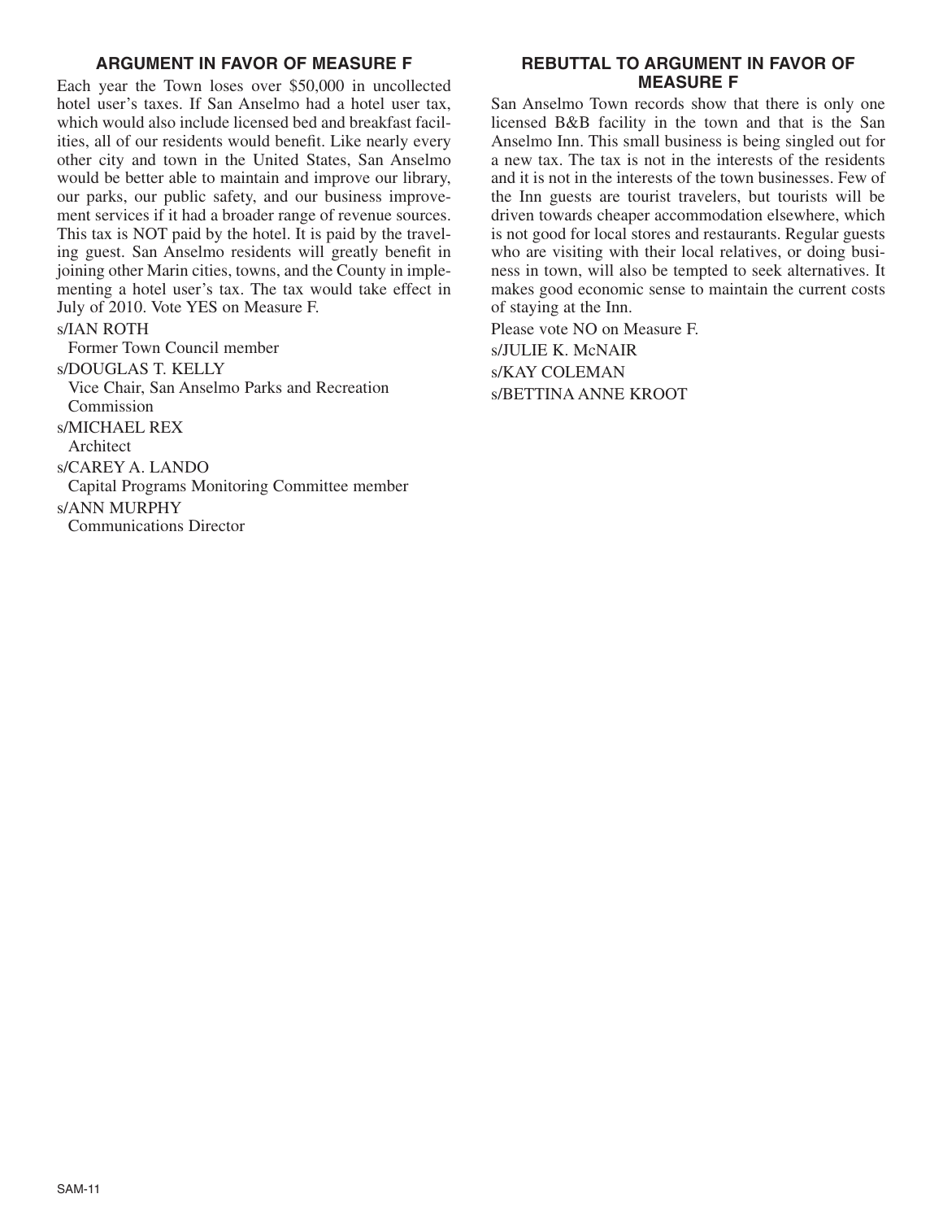## ARGUMENT IN FAVOR OF MEASURE F

Each year the Town loses over $50,000 in uncollected hotel user's taxes. If San Anselmo had a hotel user tax, which would also include licensed bed and breakfast facilities, all of our residents would benefit. Like nearly every other city and town in the United States, San Anselmo would be better able to maintain and improve our library, our parks, our public safety, and our business improvement services if it had a broader range of revenue sources. This tax is NOT paid by the hotel. It is paid by the traveling guest. San Anselmo residents will greatly benefit in joining other Marin cities, towns, and the County in implementing a hotel user's tax. The tax would take effect in July of 2010. Vote YES on Measure F.

s/IAN ROTH
Former Town Council member

s/DOUGLAS T. KELLY
Vice Chair, San Anselmo Parks and Recreation Commission

s/MICHAEL REX
Architect

s/CAREY A. LANDO
Capital Programs Monitoring Committee member

s/ANN MURPHY
Communications Director

## REBUTTAL TO ARGUMENT IN FAVOR OF MEASURE F

San Anselmo Town records show that there is only one licensed B&B facility in the town and that is the San Anselmo Inn. This small business is being singled out for a new tax. The tax is not in the interests of the residents and it is not in the interests of the town businesses. Few of the Inn guests are tourist travelers, but tourists will be driven towards cheaper accommodation elsewhere, which is not good for local stores and restaurants. Regular guests who are visiting with their local relatives, or doing business in town, will also be tempted to seek alternatives. It makes good economic sense to maintain the current costs of staying at the Inn.

Please vote NO on Measure F.

s/JULIE K. McNAIR

s/KAY COLEMAN

s/BETTINA ANNE KROOT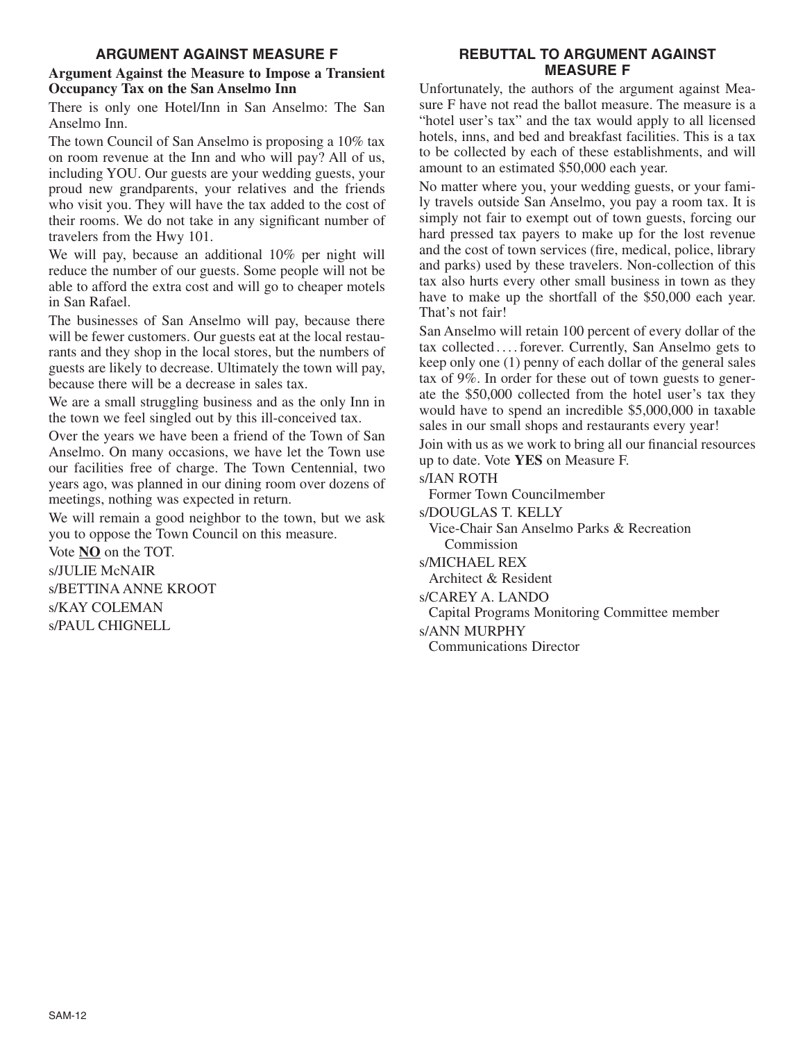## ARGUMENT AGAINST MEASURE F

**Argument Against the Measure to Impose a Transient Occupancy Tax on the San Anselmo Inn**

There is only one Hotel/Inn in San Anselmo: The San Anselmo Inn.

The town Council of San Anselmo is proposing a 10% tax on room revenue at the Inn and who will pay? All of us, including YOU. Our guests are your wedding guests, your proud new grandparents, your relatives and the friends who visit you. They will have the tax added to the cost of their rooms. We do not take in any significant number of travelers from the Hwy 101.

We will pay, because an additional 10% per night will reduce the number of our guests. Some people will not be able to afford the extra cost and will go to cheaper motels in San Rafael.

The businesses of San Anselmo will pay, because there will be fewer customers. Our guests eat at the local restaurants and they shop in the local stores, but the numbers of guests are likely to decrease. Ultimately the town will pay, because there will be a decrease in sales tax.

We are a small struggling business and as the only Inn in the town we feel singled out by this ill-conceived tax.

Over the years we have been a friend of the Town of San Anselmo. On many occasions, we have let the Town use our facilities free of charge. The Town Centennial, two years ago, was planned in our dining room over dozens of meetings, nothing was expected in return.

We will remain a good neighbor to the town, but we ask you to oppose the Town Council on this measure.

Vote **NO** on the TOT.

s/JULIE McNAIR
s/BETTINA ANNE KROOT
s/KAY COLEMAN
s/PAUL CHIGNELL

## REBUTTAL TO ARGUMENT AGAINST MEASURE F

Unfortunately, the authors of the argument against Measure F have not read the ballot measure. The measure is a "hotel user's tax" and the tax would apply to all licensed hotels, inns, and bed and breakfast facilities. This is a tax to be collected by each of these establishments, and will amount to an estimated $50,000 each year.

No matter where you, your wedding guests, or your family travels outside San Anselmo, you pay a room tax. It is simply not fair to exempt out of town guests, forcing our hard pressed tax payers to make up for the lost revenue and the cost of town services (fire, medical, police, library and parks) used by these travelers. Non-collection of this tax also hurts every other small business in town as they have to make up the shortfall of the $50,000 each year. That's not fair!

San Anselmo will retain 100 percent of every dollar of the tax collected . . . . forever. Currently, San Anselmo gets to keep only one (1) penny of each dollar of the general sales tax of 9%. In order for these out of town guests to generate the $50,000 collected from the hotel user's tax they would have to spend an incredible $5,000,000 in taxable sales in our small shops and restaurants every year!

Join with us as we work to bring all our financial resources up to date. Vote **YES** on Measure F.

s/IAN ROTH
Former Town Councilmember

s/DOUGLAS T. KELLY
Vice-Chair San Anselmo Parks & Recreation Commission

s/MICHAEL REX
Architect & Resident

s/CAREY A. LANDO
Capital Programs Monitoring Committee member

s/ANN MURPHY
Communications Director